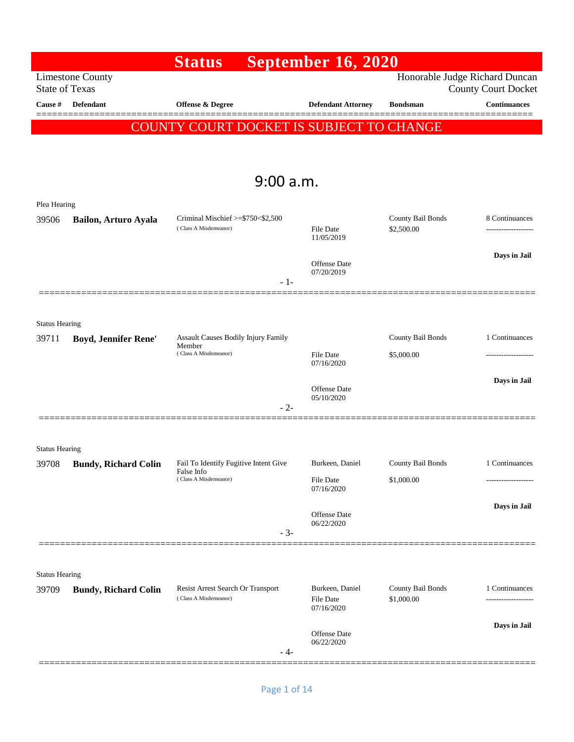# Status September 16, 2020

Limestone County
State of Texas

Honorable Judge Richard Duncan
County Court Docket

**COUNTY COURT DOCKET IS SUBJECT TO CHANGE**

## 9:00 a.m.

| Cause # | Defendant | Offense & Degree | Defendant Attorney | Bondsman | Continuances |
|---|---|---|---|---|---|
| Plea Hearing | | | | | |
| 39506 | **Bailon, Arturo Ayala** | Criminal Mischief >=$750<$2,500 (Class A Misdemeanor) | File Date 11/05/2019<br>Offense Date 07/20/2019 | County Bail Bonds<br>$2,500.00 | 8 Continuances<br>**Days in Jail** |
| - 1- | | | | | |
| Status Hearing | | | | | |
| 39711 | **Boyd, Jennifer Rene'** | Assault Causes Bodily Injury Family Member (Class A Misdemeanor) | File Date 07/16/2020<br>Offense Date 05/10/2020 | County Bail Bonds<br>$5,000.00 | 1 Continuances<br>**Days in Jail** |
| - 2- | | | | | |
| Status Hearing | | | | | |
| 39708 | **Bundy, Richard Colin** | Fail To Identify Fugitive Intent Give False Info (Class A Misdemeanor) | Burkeen, Daniel<br>File Date 07/16/2020<br>Offense Date 06/22/2020 | County Bail Bonds<br>$1,000.00 | 1 Continuances<br>**Days in Jail** |
| - 3- | | | | | |
| Status Hearing | | | | | |
| 39709 | **Bundy, Richard Colin** | Resist Arrest Search Or Transport (Class A Misdemeanor) | Burkeen, Daniel<br>File Date 07/16/2020<br>Offense Date 06/22/2020 | County Bail Bonds<br>$1,000.00 | 1 Continuances<br>**Days in Jail** |
| - 4- | | | | | |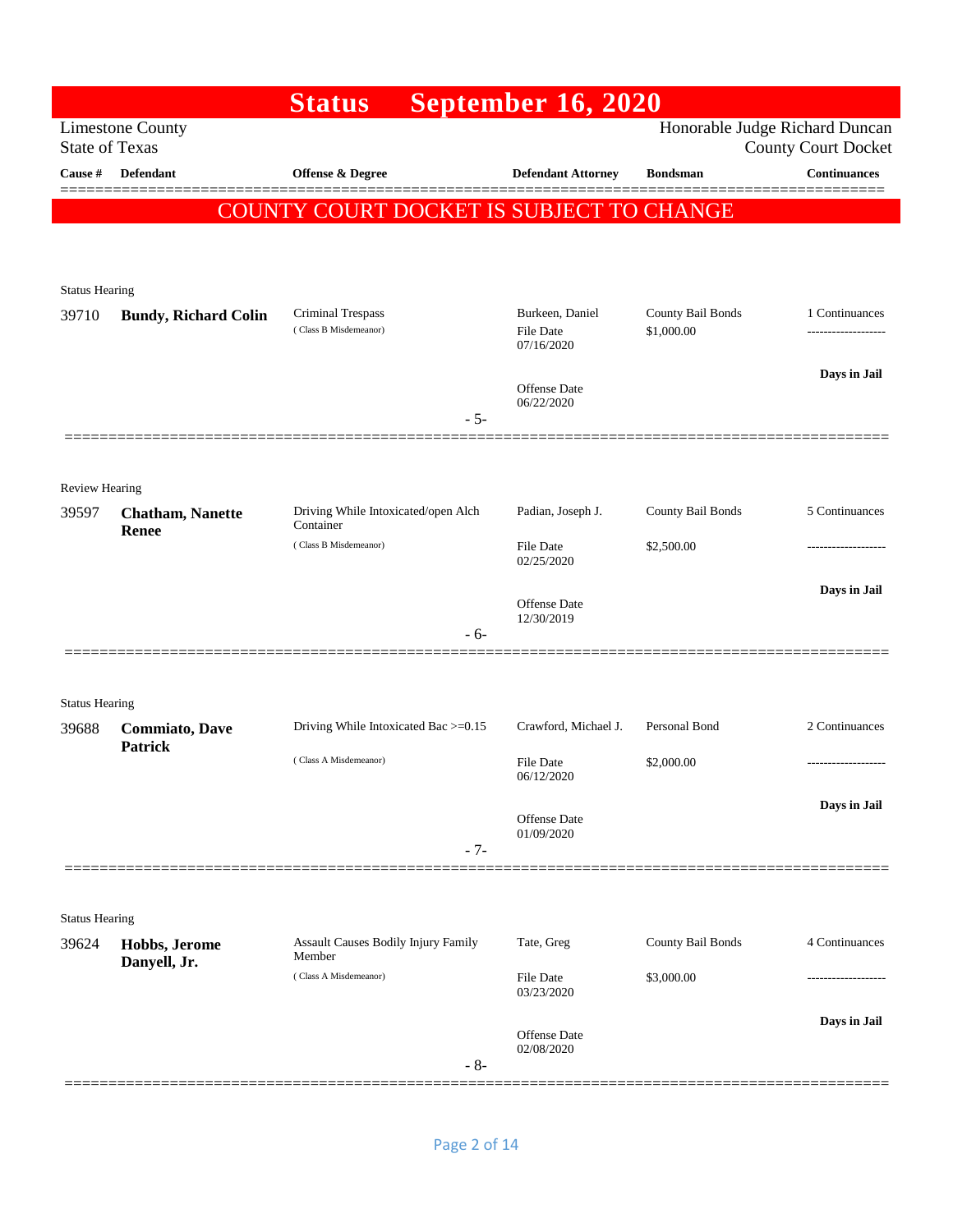# Status September 16, 2020

Limestone County
State of Texas

Honorable Judge Richard Duncan
County Court Docket

| Cause # | Defendant | Offense & Degree | Defendant Attorney | Bondsman | Continuances |
|---|---|---|---|---|---|

COUNTY COURT DOCKET IS SUBJECT TO CHANGE

Status Hearing

| | | | | | |
|---|---|---|---|---|---|
| 39710 | **Bundy, Richard Colin** | Criminal Trespass<br>( Class B Misdemeanor) | Burkeen, Daniel<br>File Date<br>07/16/2020<br><br>Offense Date<br>06/22/2020 | County Bail Bonds<br>$1,000.00 | 1 Continuances<br>-------------------<br><br>**Days in Jail** |

- 5-

Review Hearing

| | | | | | |
|---|---|---|---|---|---|
| 39597 | **Chatham, Nanette Renee** | Driving While Intoxicated/open Alch Container<br>( Class B Misdemeanor) | Padian, Joseph J.<br>File Date<br>02/25/2020<br><br>Offense Date<br>12/30/2019 | County Bail Bonds<br>$2,500.00 | 5 Continuances<br>-------------------<br><br>**Days in Jail** |

- 6-

Status Hearing

| | | | | | |
|---|---|---|---|---|---|
| 39688 | **Commiato, Dave Patrick** | Driving While Intoxicated Bac >=0.15<br>( Class A Misdemeanor) | Crawford, Michael J.<br>File Date<br>06/12/2020<br><br>Offense Date<br>01/09/2020 | Personal Bond<br>$2,000.00 | 2 Continuances<br>-------------------<br><br>**Days in Jail** |

- 7-

Status Hearing

| | | | | | |
|---|---|---|---|---|---|
| 39624 | **Hobbs, Jerome Danyell, Jr.** | Assault Causes Bodily Injury Family Member<br>( Class A Misdemeanor) | Tate, Greg<br>File Date<br>03/23/2020<br><br>Offense Date<br>02/08/2020 | County Bail Bonds<br>$3,000.00 | 4 Continuances<br>-------------------<br><br>**Days in Jail** |

- 8-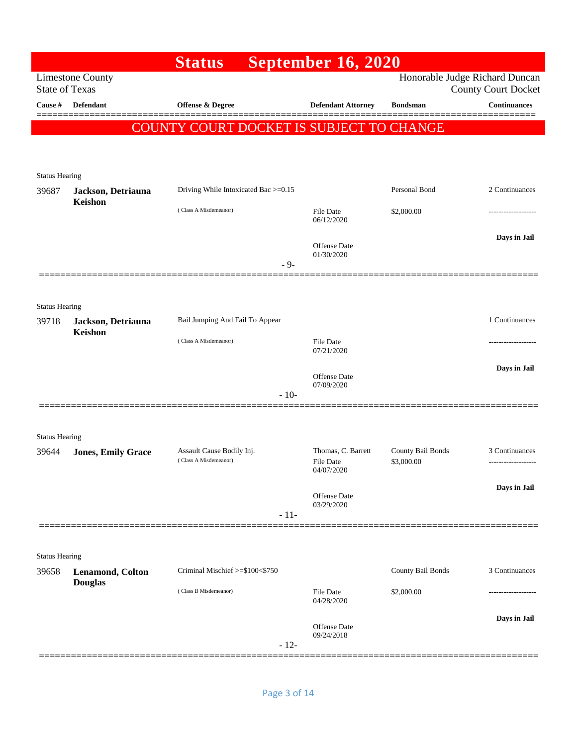# Status September 16, 2020

Limestone County
State of Texas

Honorable Judge Richard Duncan
County Court Docket

| Cause # | Defendant | Offense & Degree | Defendant Attorney | Bondsman | Continuances |
|---|---|---|---|---|---|

COUNTY COURT DOCKET IS SUBJECT TO CHANGE

Status Hearing

| Cause # | Defendant | Offense & Degree | Defendant Attorney | Bondsman | Continuances |
|---|---|---|---|---|---|
| 39687 | **Jackson, Detriauna Keishon** | Driving While Intoxicated Bac >=0.15 (Class A Misdemeanor) | File Date 06/12/2020; Offense Date 01/30/2020 | Personal Bond $2,000.00 | 2 Continuances; Days in Jail |

- 9-

Status Hearing

| Cause # | Defendant | Offense & Degree | Defendant Attorney | Bondsman | Continuances |
|---|---|---|---|---|---|
| 39718 | **Jackson, Detriauna Keishon** | Bail Jumping And Fail To Appear (Class A Misdemeanor) | File Date 07/21/2020; Offense Date 07/09/2020 | | 1 Continuances; Days in Jail |

- 10-

Status Hearing

| Cause # | Defendant | Offense & Degree | Defendant Attorney | Bondsman | Continuances |
|---|---|---|---|---|---|
| 39644 | **Jones, Emily Grace** | Assault Cause Bodily Inj. (Class A Misdemeanor) | Thomas, C. Barrett; File Date 04/07/2020; Offense Date 03/29/2020 | County Bail Bonds $3,000.00 | 3 Continuances; Days in Jail |

- 11-

Status Hearing

| Cause # | Defendant | Offense & Degree | Defendant Attorney | Bondsman | Continuances |
|---|---|---|---|---|---|
| 39658 | **Lenamond, Colton Douglas** | Criminal Mischief >=$100<$750 (Class B Misdemeanor) | File Date 04/28/2020; Offense Date 09/24/2018 | County Bail Bonds $2,000.00 | 3 Continuances; Days in Jail |

- 12-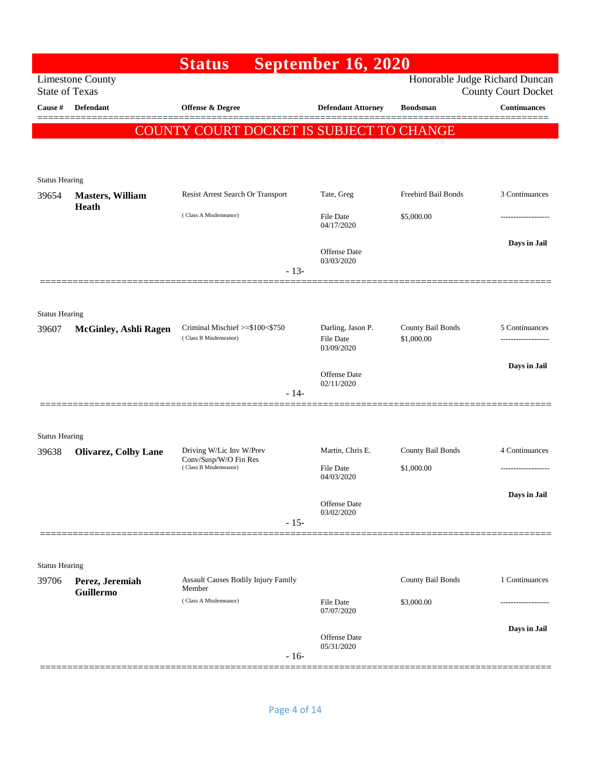# Status September 16, 2020

Limestone County
State of Texas

Honorable Judge Richard Duncan
County Court Docket

| Cause # | Defendant | Offense & Degree | Defendant Attorney | Bondsman | Continuances |
|---|---|---|---|---|---|

**COUNTY COURT DOCKET IS SUBJECT TO CHANGE**

Status Hearing

| Cause # | Defendant | Offense & Degree | Defendant Attorney | Bondsman | Continuances |
|---|---|---|---|---|---|
| 39654 | **Masters, William Heath** | Resist Arrest Search Or Transport ( Class A Misdemeanor) | Tate, Greg | Freebird Bail Bonds | 3 Continuances |
| | | | File Date 04/17/2020 | $5,000.00 | ------------------- |
| | | | Offense Date 03/03/2020 | | **Days in Jail** |

- 13-

Status Hearing

| Cause # | Defendant | Offense & Degree | Defendant Attorney | Bondsman | Continuances |
|---|---|---|---|---|---|
| 39607 | **McGinley, Ashli Ragen** | Criminal Mischief >=$100<$750 ( Class B Misdemeanor) | Darling, Jason P. | County Bail Bonds | 5 Continuances |
| | | | File Date 03/09/2020 | $1,000.00 | ------------------- |
| | | | Offense Date 02/11/2020 | | **Days in Jail** |

- 14-

Status Hearing

| Cause # | Defendant | Offense & Degree | Defendant Attorney | Bondsman | Continuances |
|---|---|---|---|---|---|
| 39638 | **Olivarez, Colby Lane** | Driving W/Lic Inv W/Prev Conv/Susp/W/O Fin Res ( Class B Misdemeanor) | Martin, Chris E. | County Bail Bonds | 4 Continuances |
| | | | File Date 04/03/2020 | $1,000.00 | ------------------- |
| | | | Offense Date 03/02/2020 | | **Days in Jail** |

- 15-

Status Hearing

| Cause # | Defendant | Offense & Degree | Defendant Attorney | Bondsman | Continuances |
|---|---|---|---|---|---|
| 39706 | **Perez, Jeremiah Guillermo** | Assault Causes Bodily Injury Family Member ( Class A Misdemeanor) | | County Bail Bonds | 1 Continuances |
| | | | File Date 07/07/2020 | $3,000.00 | ------------------- |
| | | | Offense Date 05/31/2020 | | **Days in Jail** |

- 16-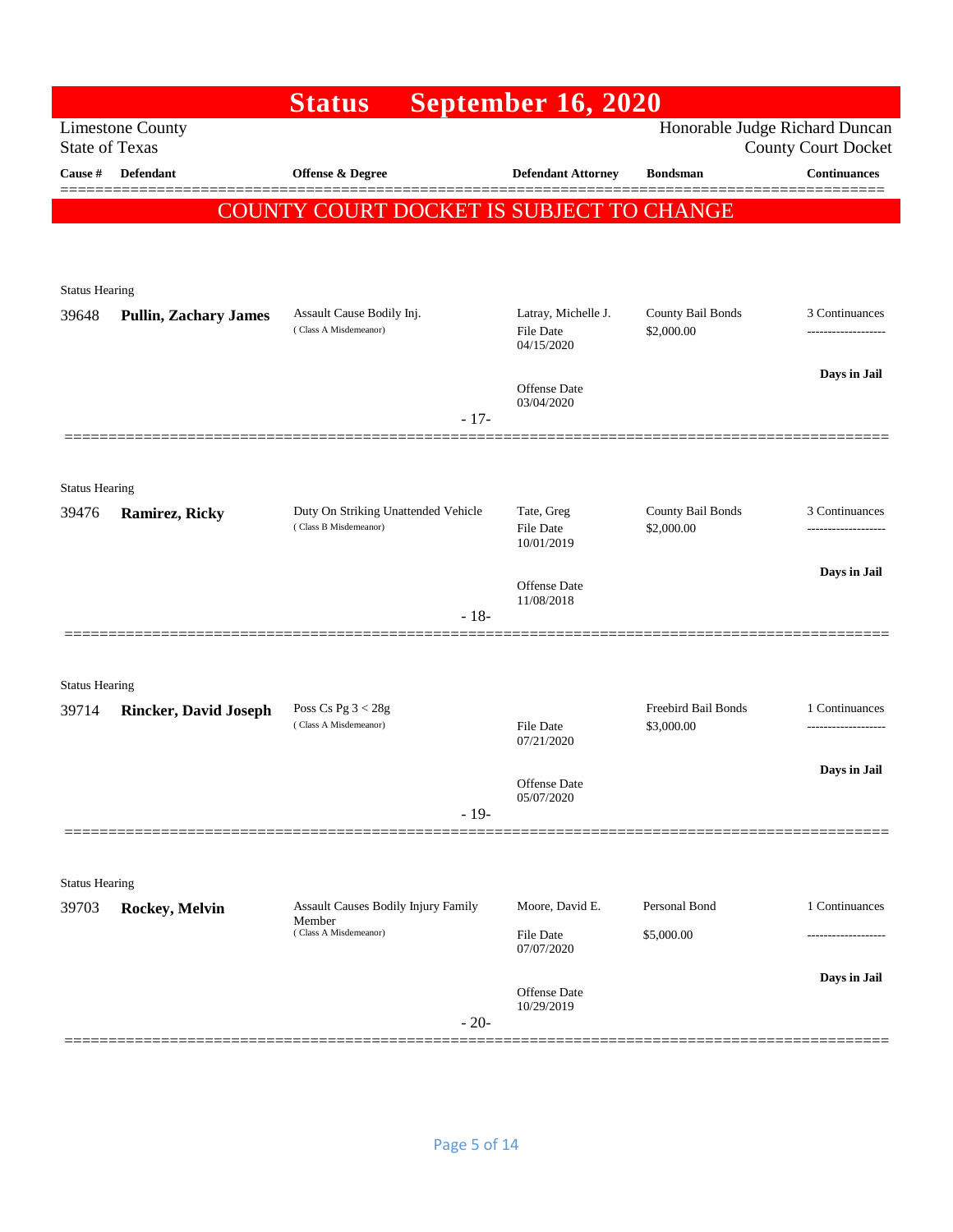# Status September 16, 2020

Limestone County
State of Texas

Honorable Judge Richard Duncan
County Court Docket

COUNTY COURT DOCKET IS SUBJECT TO CHANGE

| Cause # | Defendant | Offense & Degree | Defendant Attorney | Bondsman | Continuances |
|---|---|---|---|---|---|
| Status Hearing | | | | | |
| 39648 | **Pullin, Zachary James** | Assault Cause Bodily Inj. (Class A Misdemeanor) | Latray, Michelle J. File Date 04/15/2020 Offense Date 03/04/2020 | County Bail Bonds $2,000.00 | 3 Continuances **Days in Jail** |
| | | - 17- | | | |
| Status Hearing | | | | | |
| 39476 | **Ramirez, Ricky** | Duty On Striking Unattended Vehicle (Class B Misdemeanor) | Tate, Greg File Date 10/01/2019 Offense Date 11/08/2018 | County Bail Bonds $2,000.00 | 3 Continuances **Days in Jail** |
| | | - 18- | | | |
| Status Hearing | | | | | |
| 39714 | **Rincker, David Joseph** | Poss Cs Pg 3 < 28g (Class A Misdemeanor) | File Date 07/21/2020 Offense Date 05/07/2020 | Freebird Bail Bonds $3,000.00 | 1 Continuances **Days in Jail** |
| | | - 19- | | | |
| Status Hearing | | | | | |
| 39703 | **Rockey, Melvin** | Assault Causes Bodily Injury Family Member (Class A Misdemeanor) | Moore, David E. File Date 07/07/2020 Offense Date 10/29/2019 | Personal Bond $5,000.00 | 1 Continuances **Days in Jail** |
| | | - 20- | | | |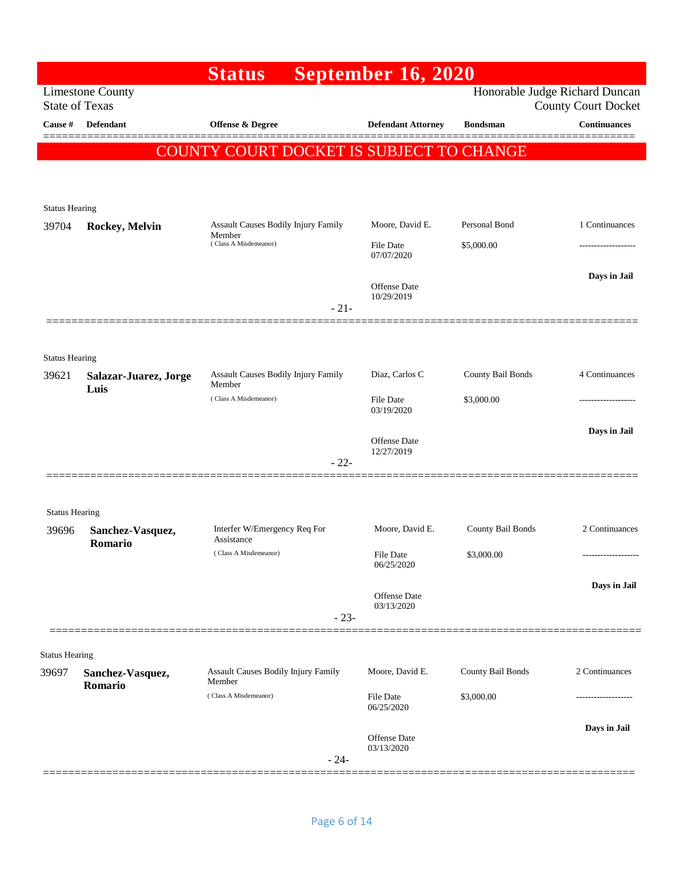# Status September 16, 2020

Limestone County
State of Texas

Honorable Judge Richard Duncan
County Court Docket

| Cause # | Defendant | Offense & Degree | Defendant Attorney | Bondsman | Continuances |
|---|---|---|---|---|---|

COUNTY COURT DOCKET IS SUBJECT TO CHANGE

---

Status Hearing

| Cause # | Defendant | Offense & Degree | Defendant Attorney | Bondsman | Continuances |
|---|---|---|---|---|---|
| 39704 | **Rockey, Melvin** | Assault Causes Bodily Injury Family Member (Class A Misdemeanor) | Moore, David E. | Personal Bond | 1 Continuances |
| | | | File Date 07/07/2020 | $5,000.00 | ------------------- |
| | | | Offense Date 10/29/2019 | | **Days in Jail** |

- 21-

---

Status Hearing

| Cause # | Defendant | Offense & Degree | Defendant Attorney | Bondsman | Continuances |
|---|---|---|---|---|---|
| 39621 | **Salazar-Juarez, Jorge Luis** | Assault Causes Bodily Injury Family Member (Class A Misdemeanor) | Diaz, Carlos C | County Bail Bonds | 4 Continuances |
| | | | File Date 03/19/2020 | $3,000.00 | ------------------- |
| | | | Offense Date 12/27/2019 | | **Days in Jail** |

- 22-

---

Status Hearing

| Cause # | Defendant | Offense & Degree | Defendant Attorney | Bondsman | Continuances |
|---|---|---|---|---|---|
| 39696 | **Sanchez-Vasquez, Romario** | Interfer W/Emergency Req For Assistance (Class A Misdemeanor) | Moore, David E. | County Bail Bonds | 2 Continuances |
| | | | File Date 06/25/2020 | $3,000.00 | ------------------- |
| | | | Offense Date 03/13/2020 | | **Days in Jail** |

- 23-

---

Status Hearing

| Cause # | Defendant | Offense & Degree | Defendant Attorney | Bondsman | Continuances |
|---|---|---|---|---|---|
| 39697 | **Sanchez-Vasquez, Romario** | Assault Causes Bodily Injury Family Member (Class A Misdemeanor) | Moore, David E. | County Bail Bonds | 2 Continuances |
| | | | File Date 06/25/2020 | $3,000.00 | ------------------- |
| | | | Offense Date 03/13/2020 | | **Days in Jail** |

- 24-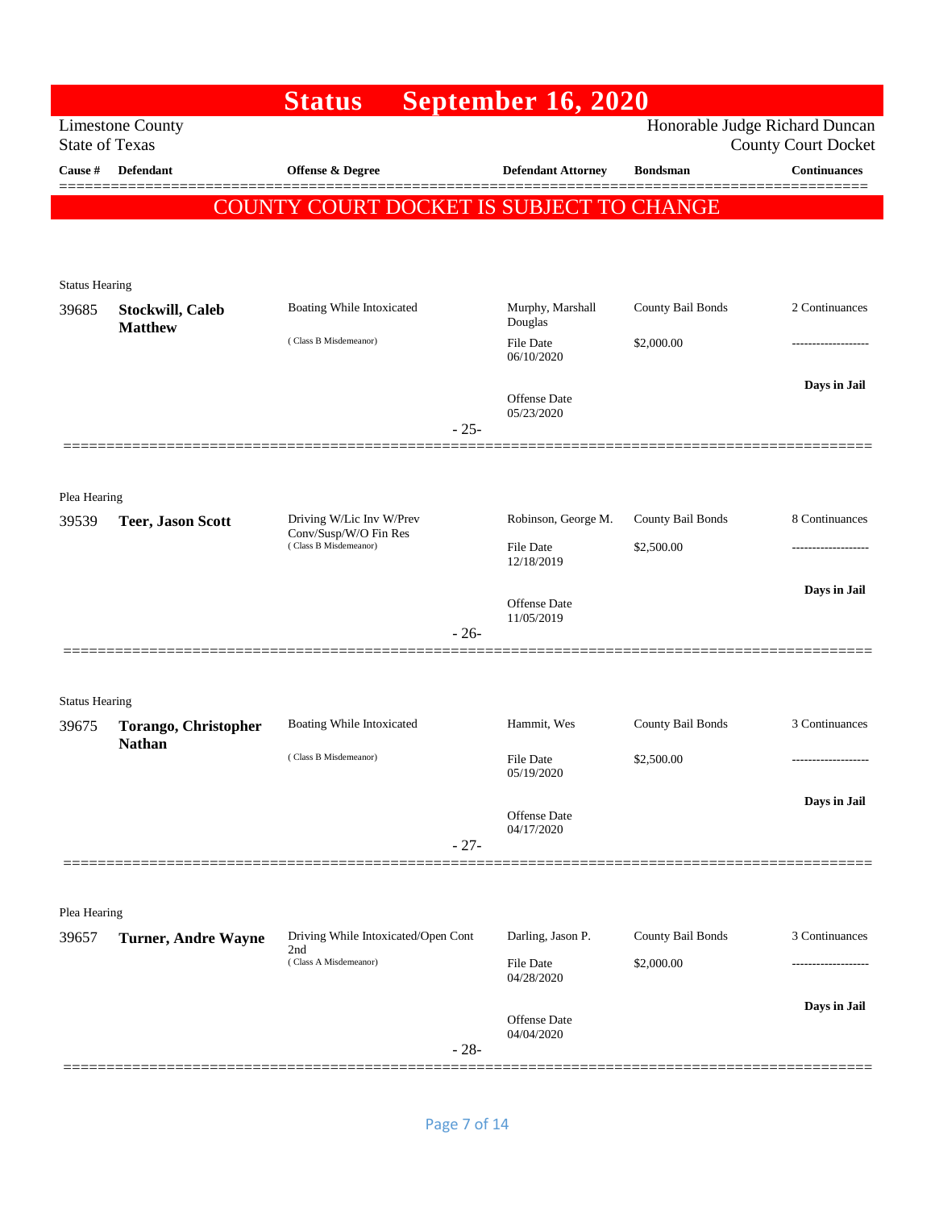# Status September 16, 2020

Limestone County
State of Texas

Honorable Judge Richard Duncan
County Court Docket

COUNTY COURT DOCKET IS SUBJECT TO CHANGE

| Cause # | Defendant | Offense & Degree | Defendant Attorney | Bondsman | Continuances |
|---|---|---|---|---|---|
| **Status Hearing** | | | | | |
| 39685 | **Stockwill, Caleb Matthew** | Boating While Intoxicated (Class B Misdemeanor) | Murphy, Marshall Douglas<br>File Date 06/10/2020<br>Offense Date 05/23/2020 | County Bail Bonds<br>$2,000.00 | 2 Continuances<br>-------------------<br>**Days in Jail** |
| | | - 25- | | | |
| **Plea Hearing** | | | | | |
| 39539 | **Teer, Jason Scott** | Driving W/Lic Inv W/Prev Conv/Susp/W/O Fin Res (Class B Misdemeanor) | Robinson, George M.<br>File Date 12/18/2019<br>Offense Date 11/05/2019 | County Bail Bonds<br>$2,500.00 | 8 Continuances<br>-------------------<br>**Days in Jail** |
| | | - 26- | | | |
| **Status Hearing** | | | | | |
| 39675 | **Torango, Christopher Nathan** | Boating While Intoxicated (Class B Misdemeanor) | Hammit, Wes<br>File Date 05/19/2020<br>Offense Date 04/17/2020 | County Bail Bonds<br>$2,500.00 | 3 Continuances<br>-------------------<br>**Days in Jail** |
| | | - 27- | | | |
| **Plea Hearing** | | | | | |
| 39657 | **Turner, Andre Wayne** | Driving While Intoxicated/Open Cont 2nd (Class A Misdemeanor) | Darling, Jason P.<br>File Date 04/28/2020<br>Offense Date 04/04/2020 | County Bail Bonds<br>$2,000.00 | 3 Continuances<br>-------------------<br>**Days in Jail** |
| | | - 28- | | | |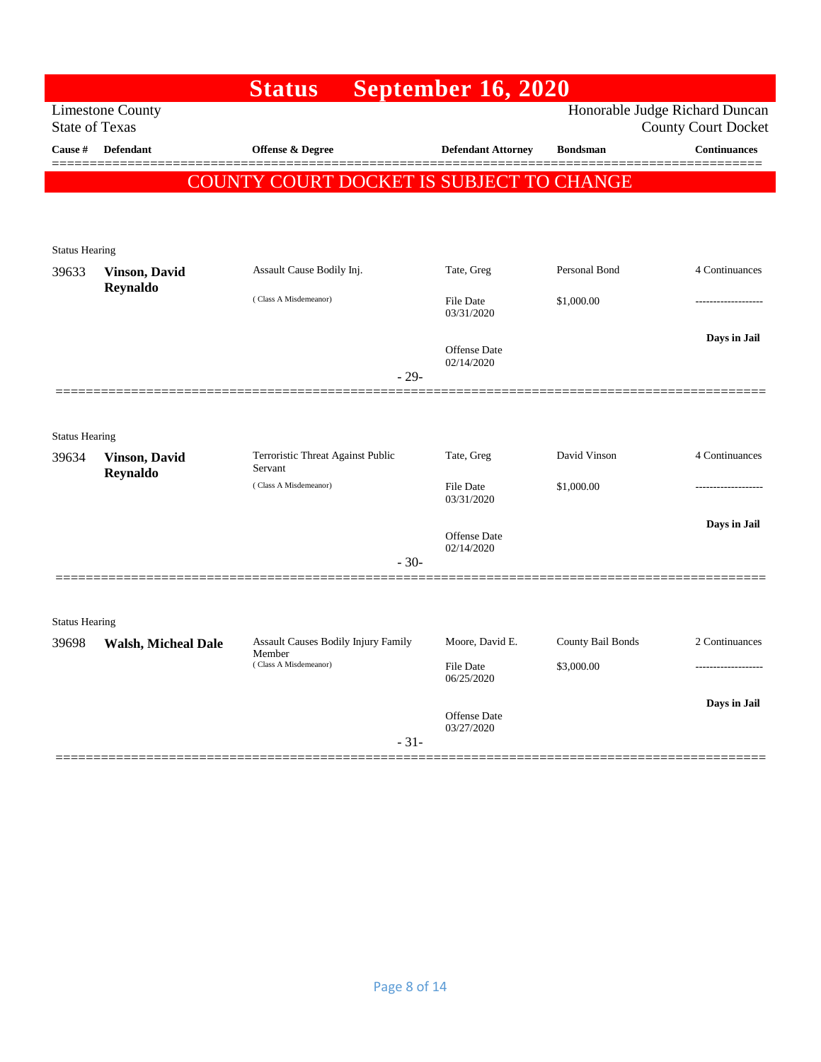# Status September 16, 2020

Limestone County
State of Texas

Honorable Judge Richard Duncan
County Court Docket

**COUNTY COURT DOCKET IS SUBJECT TO CHANGE**

| Cause # | Defendant | Offense & Degree | Defendant Attorney | Bondsman | Continuances |
|---|---|---|---|---|---|
| Status Hearing | | | | | |
| 39633 | **Vinson, David Reynaldo** | Assault Cause Bodily Inj. (Class A Misdemeanor) | Tate, Greg<br>File Date 03/31/2020<br>Offense Date 02/14/2020 | Personal Bond<br>$1,000.00 | 4 Continuances<br>-------------------<br>**Days in Jail** |
| | | - 29- | | | |
| Status Hearing | | | | | |
| 39634 | **Vinson, David Reynaldo** | Terroristic Threat Against Public Servant (Class A Misdemeanor) | Tate, Greg<br>File Date 03/31/2020<br>Offense Date 02/14/2020 | David Vinson<br>$1,000.00 | 4 Continuances<br>-------------------<br>**Days in Jail** |
| | | - 30- | | | |
| Status Hearing | | | | | |
| 39698 | **Walsh, Micheal Dale** | Assault Causes Bodily Injury Family Member (Class A Misdemeanor) | Moore, David E.<br>File Date 06/25/2020<br>Offense Date 03/27/2020 | County Bail Bonds<br>$3,000.00 | 2 Continuances<br>-------------------<br>**Days in Jail** |
| | | - 31- | | | |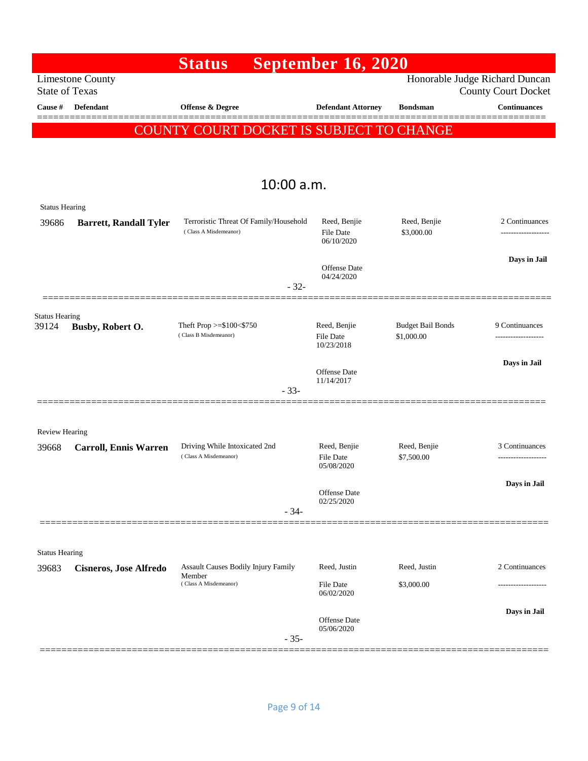# Status September 16, 2020

Limestone County
State of Texas

Honorable Judge Richard Duncan
County Court Docket

| Cause # | Defendant | Offense & Degree | Defendant Attorney | Bondsman | Continuances |
|---|---|---|---|---|---|

COUNTY COURT DOCKET IS SUBJECT TO CHANGE

## 10:00 a.m.

Status Hearing

| Cause # | Defendant | Offense & Degree | Defendant Attorney | Bondsman | Continuances |
|---|---|---|---|---|---|
| 39686 | **Barrett, Randall Tyler** | Terroristic Threat Of Family/Household (Class A Misdemeanor) | Reed, Benjie<br>File Date 06/10/2020<br>Offense Date 04/24/2020 | Reed, Benjie<br>$3,000.00 | 2 Continuances<br>-------------------<br>**Days in Jail** |

- 32-

Status Hearing

| Cause # | Defendant | Offense & Degree | Defendant Attorney | Bondsman | Continuances |
|---|---|---|---|---|---|
| 39124 | **Busby, Robert O.** | Theft Prop >=$100<$750 (Class B Misdemeanor) | Reed, Benjie<br>File Date 10/23/2018<br>Offense Date 11/14/2017 | Budget Bail Bonds<br>$1,000.00 | 9 Continuances<br>-------------------<br>**Days in Jail** |

- 33-

Review Hearing

| Cause # | Defendant | Offense & Degree | Defendant Attorney | Bondsman | Continuances |
|---|---|---|---|---|---|
| 39668 | **Carroll, Ennis Warren** | Driving While Intoxicated 2nd (Class A Misdemeanor) | Reed, Benjie<br>File Date 05/08/2020<br>Offense Date 02/25/2020 | Reed, Benjie<br>$7,500.00 | 3 Continuances<br>-------------------<br>**Days in Jail** |

- 34-

Status Hearing

| Cause # | Defendant | Offense & Degree | Defendant Attorney | Bondsman | Continuances |
|---|---|---|---|---|---|
| 39683 | **Cisneros, Jose Alfredo** | Assault Causes Bodily Injury Family Member (Class A Misdemeanor) | Reed, Justin<br>File Date 06/02/2020<br>Offense Date 05/06/2020 | Reed, Justin<br>$3,000.00 | 2 Continuances<br>-------------------<br>**Days in Jail** |

- 35-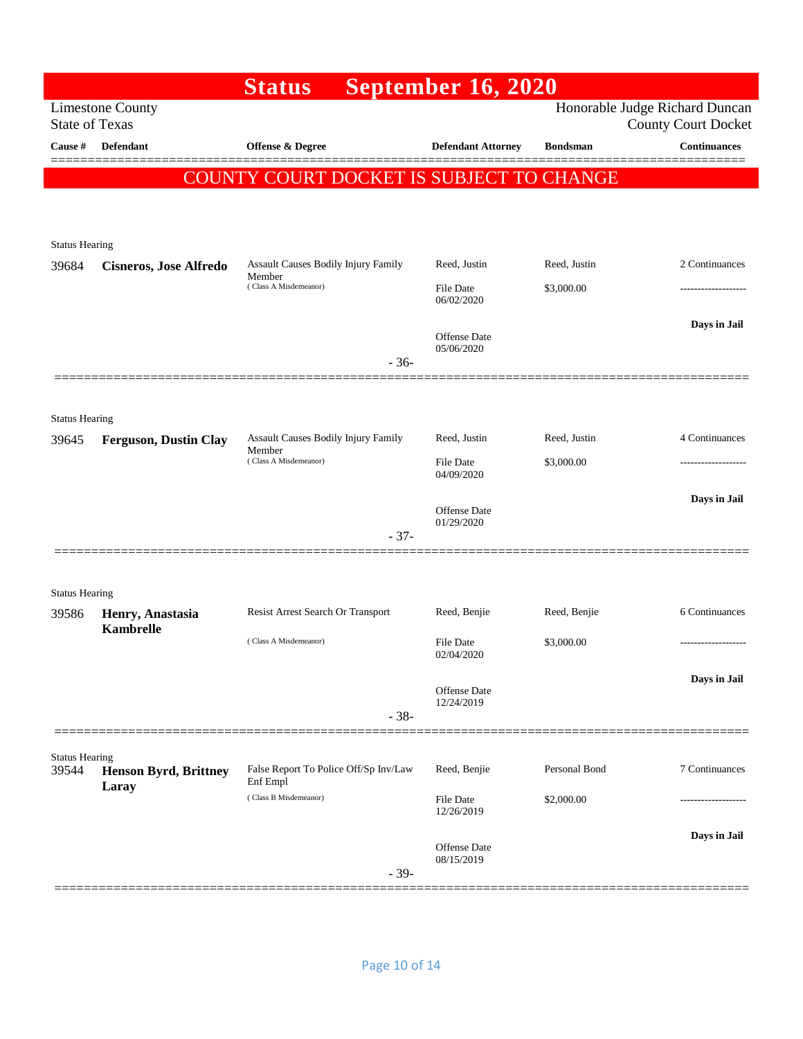# Status September 16, 2020

Limestone County
State of Texas

Honorable Judge Richard Duncan
County Court Docket

**COUNTY COURT DOCKET IS SUBJECT TO CHANGE**

| Cause # | Defendant | Offense & Degree | Defendant Attorney | Bondsman | Continuances |
|---|---|---|---|---|---|
| Status Hearing | | | | | |
| 39684 | **Cisneros, Jose Alfredo** | Assault Causes Bodily Injury Family Member (Class A Misdemeanor) | Reed, Justin | Reed, Justin | 2 Continuances |
| | | | File Date 06/02/2020 | $3,000.00 | ------------------- |
| | | | Offense Date 05/06/2020 | | **Days in Jail** |
| | | - 36- | | | |
| Status Hearing | | | | | |
| 39645 | **Ferguson, Dustin Clay** | Assault Causes Bodily Injury Family Member (Class A Misdemeanor) | Reed, Justin | Reed, Justin | 4 Continuances |
| | | | File Date 04/09/2020 | $3,000.00 | ------------------- |
| | | | Offense Date 01/29/2020 | | **Days in Jail** |
| | | - 37- | | | |
| Status Hearing | | | | | |
| 39586 | **Henry, Anastasia Kambrelle** | Resist Arrest Search Or Transport (Class A Misdemeanor) | Reed, Benjie | Reed, Benjie | 6 Continuances |
| | | | File Date 02/04/2020 | $3,000.00 | ------------------- |
| | | | Offense Date 12/24/2019 | | **Days in Jail** |
| | | - 38- | | | |
| Status Hearing | | | | | |
| 39544 | **Henson Byrd, Brittney Laray** | False Report To Police Off/Sp Inv/Law Enf Empl (Class B Misdemeanor) | Reed, Benjie | Personal Bond | 7 Continuances |
| | | | File Date 12/26/2019 | $2,000.00 | ------------------- |
| | | | Offense Date 08/15/2019 | | **Days in Jail** |
| | | - 39- | | | |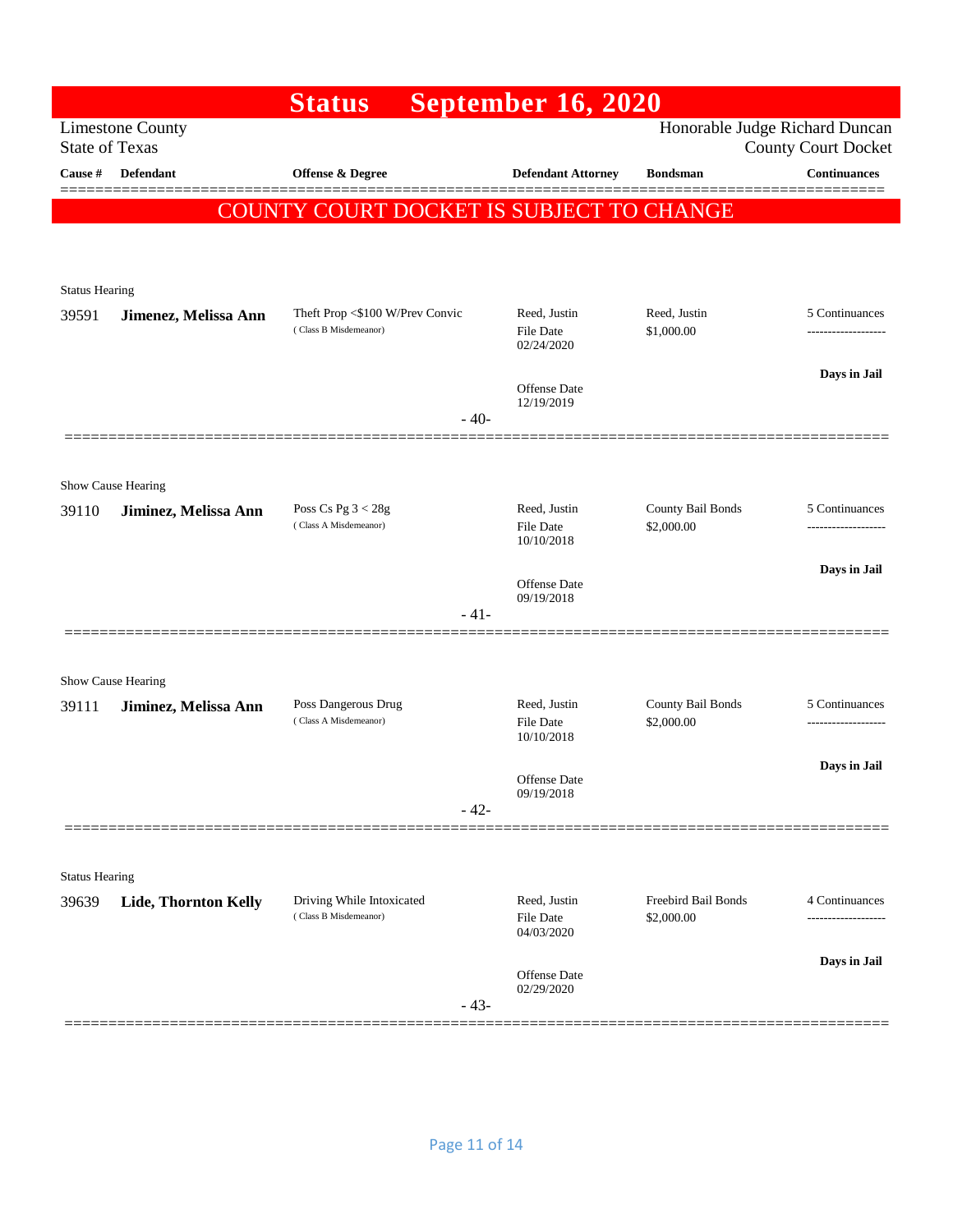# Status September 16, 2020

Limestone County
State of Texas

Honorable Judge Richard Duncan
County Court Docket

| Cause # | Defendant | Offense & Degree | Defendant Attorney | Bondsman | Continuances |
|---|---|---|---|---|---|

**COUNTY COURT DOCKET IS SUBJECT TO CHANGE**

Status Hearing

| Cause # | Defendant | Offense & Degree | Defendant Attorney | Bondsman | Continuances |
|---|---|---|---|---|---|
| 39591 | **Jimenez, Melissa Ann** | Theft Prop <$100 W/Prev Convic (Class B Misdemeanor) | Reed, Justin<br>File Date 02/24/2020<br>Offense Date 12/19/2019 | Reed, Justin<br>$1,000.00 | 5 Continuances<br>**Days in Jail** |

- 40-

Show Cause Hearing

| Cause # | Defendant | Offense & Degree | Defendant Attorney | Bondsman | Continuances |
|---|---|---|---|---|---|
| 39110 | **Jiminez, Melissa Ann** | Poss Cs Pg 3 < 28g (Class A Misdemeanor) | Reed, Justin<br>File Date 10/10/2018<br>Offense Date 09/19/2018 | County Bail Bonds<br>$2,000.00 | 5 Continuances<br>**Days in Jail** |

- 41-

Show Cause Hearing

| Cause # | Defendant | Offense & Degree | Defendant Attorney | Bondsman | Continuances |
|---|---|---|---|---|---|
| 39111 | **Jiminez, Melissa Ann** | Poss Dangerous Drug (Class A Misdemeanor) | Reed, Justin<br>File Date 10/10/2018<br>Offense Date 09/19/2018 | County Bail Bonds<br>$2,000.00 | 5 Continuances<br>**Days in Jail** |

- 42-

Status Hearing

| Cause # | Defendant | Offense & Degree | Defendant Attorney | Bondsman | Continuances |
|---|---|---|---|---|---|
| 39639 | **Lide, Thornton Kelly** | Driving While Intoxicated (Class B Misdemeanor) | Reed, Justin<br>File Date 04/03/2020<br>Offense Date 02/29/2020 | Freebird Bail Bonds<br>$2,000.00 | 4 Continuances<br>**Days in Jail** |

- 43-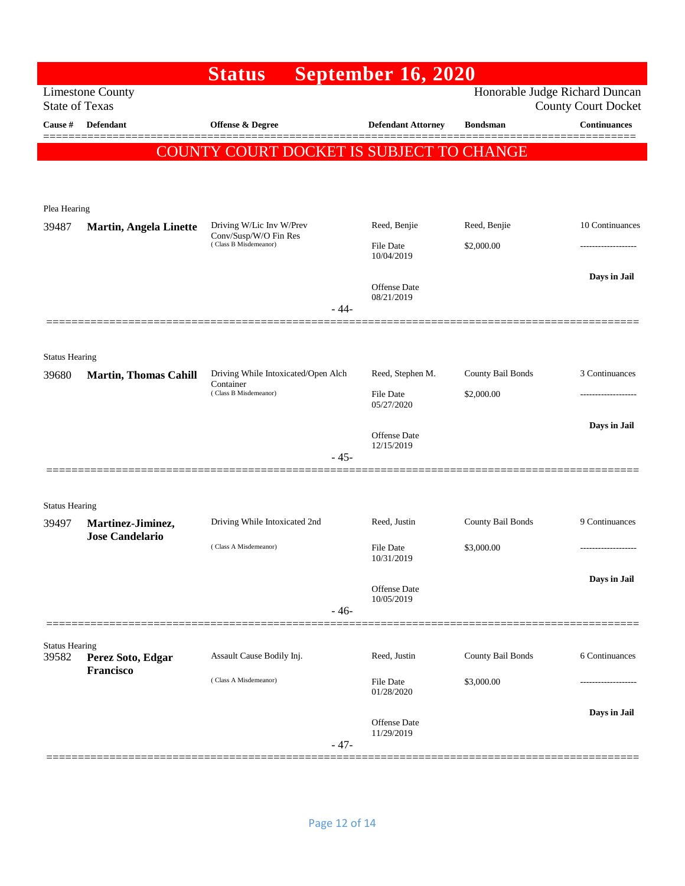# Status September 16, 2020

Limestone County
State of Texas

Honorable Judge Richard Duncan
County Court Docket

**COUNTY COURT DOCKET IS SUBJECT TO CHANGE**

| Cause # | Defendant | Offense & Degree | Defendant Attorney | Bondsman | Continuances |
|---|---|---|---|---|---|
| Plea Hearing | | | | | |
| 39487 | **Martin, Angela Linette** | Driving W/Lic Inv W/Prev Conv/Susp/W/O Fin Res (Class B Misdemeanor) | Reed, Benjie<br>File Date 10/04/2019<br>Offense Date 08/21/2019 | Reed, Benjie<br>$2,000.00 | 10 Continuances<br>-------------------<br>**Days in Jail** |
| | | - 44- | | | |
| Status Hearing | | | | | |
| 39680 | **Martin, Thomas Cahill** | Driving While Intoxicated/Open Alch Container (Class B Misdemeanor) | Reed, Stephen M.<br>File Date 05/27/2020<br>Offense Date 12/15/2019 | County Bail Bonds<br>$2,000.00 | 3 Continuances<br>-------------------<br>**Days in Jail** |
| | | - 45- | | | |
| Status Hearing | | | | | |
| 39497 | **Martinez-Jiminez, Jose Candelario** | Driving While Intoxicated 2nd (Class A Misdemeanor) | Reed, Justin<br>File Date 10/31/2019<br>Offense Date 10/05/2019 | County Bail Bonds<br>$3,000.00 | 9 Continuances<br>-------------------<br>**Days in Jail** |
| | | - 46- | | | |
| Status Hearing | | | | | |
| 39582 | **Perez Soto, Edgar Francisco** | Assault Cause Bodily Inj. (Class A Misdemeanor) | Reed, Justin<br>File Date 01/28/2020<br>Offense Date 11/29/2019 | County Bail Bonds<br>$3,000.00 | 6 Continuances<br>-------------------<br>**Days in Jail** |
| | | - 47- | | | |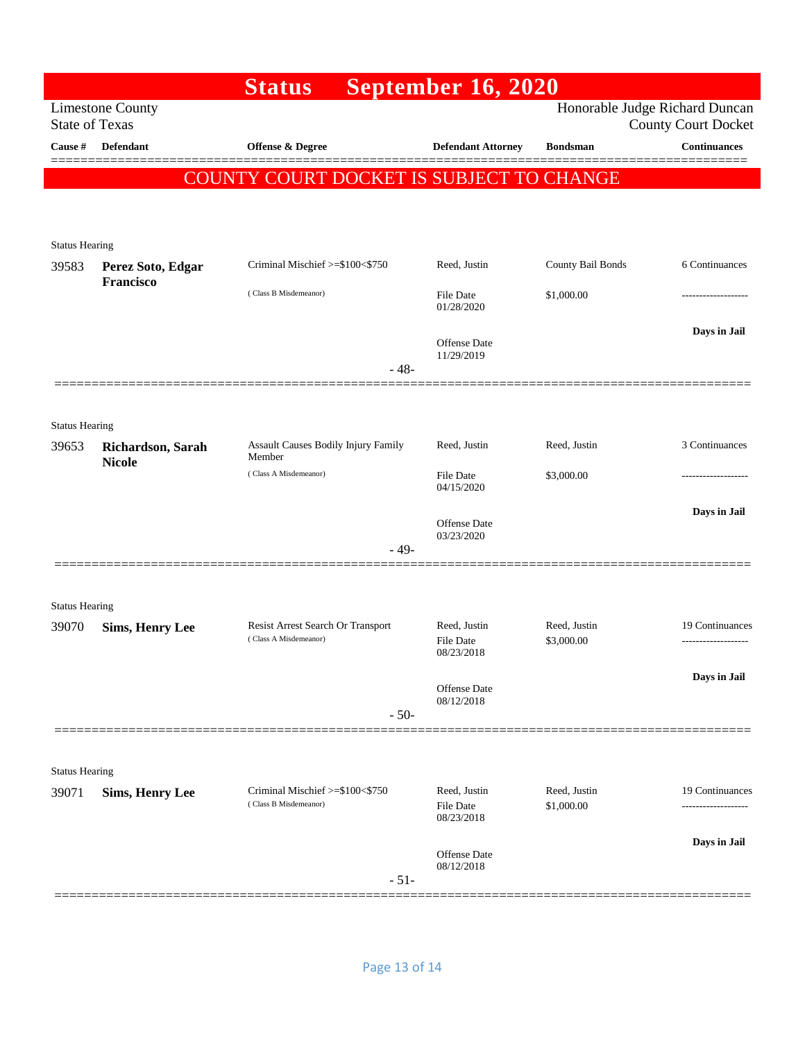# Status September 16, 2020

Limestone County
State of Texas

Honorable Judge Richard Duncan
County Court Docket

| Cause # | Defendant | Offense & Degree | Defendant Attorney | Bondsman | Continuances |
|---|---|---|---|---|---|

**COUNTY COURT DOCKET IS SUBJECT TO CHANGE**

Status Hearing

| Cause # | Defendant | Offense & Degree | Defendant Attorney | Bondsman | Continuances |
|---|---|---|---|---|---|
| 39583 | **Perez Soto, Edgar Francisco** | Criminal Mischief >=$100<$750 (Class B Misdemeanor) | Reed, Justin<br>File Date 01/28/2020<br>Offense Date 11/29/2019 | County Bail Bonds<br>$1,000.00 | 6 Continuances<br>-------------------<br>**Days in Jail** |

- 48-

Status Hearing

| Cause # | Defendant | Offense & Degree | Defendant Attorney | Bondsman | Continuances |
|---|---|---|---|---|---|
| 39653 | **Richardson, Sarah Nicole** | Assault Causes Bodily Injury Family Member (Class A Misdemeanor) | Reed, Justin<br>File Date 04/15/2020<br>Offense Date 03/23/2020 | Reed, Justin<br>$3,000.00 | 3 Continuances<br>-------------------<br>**Days in Jail** |

- 49-

Status Hearing

| Cause # | Defendant | Offense & Degree | Defendant Attorney | Bondsman | Continuances |
|---|---|---|---|---|---|
| 39070 | **Sims, Henry Lee** | Resist Arrest Search Or Transport (Class A Misdemeanor) | Reed, Justin<br>File Date 08/23/2018<br>Offense Date 08/12/2018 | Reed, Justin<br>$3,000.00 | 19 Continuances<br>-------------------<br>**Days in Jail** |

- 50-

Status Hearing

| Cause # | Defendant | Offense & Degree | Defendant Attorney | Bondsman | Continuances |
|---|---|---|---|---|---|
| 39071 | **Sims, Henry Lee** | Criminal Mischief >=$100<$750 (Class B Misdemeanor) | Reed, Justin<br>File Date 08/23/2018<br>Offense Date 08/12/2018 | Reed, Justin<br>$1,000.00 | 19 Continuances<br>-------------------<br>**Days in Jail** |

- 51-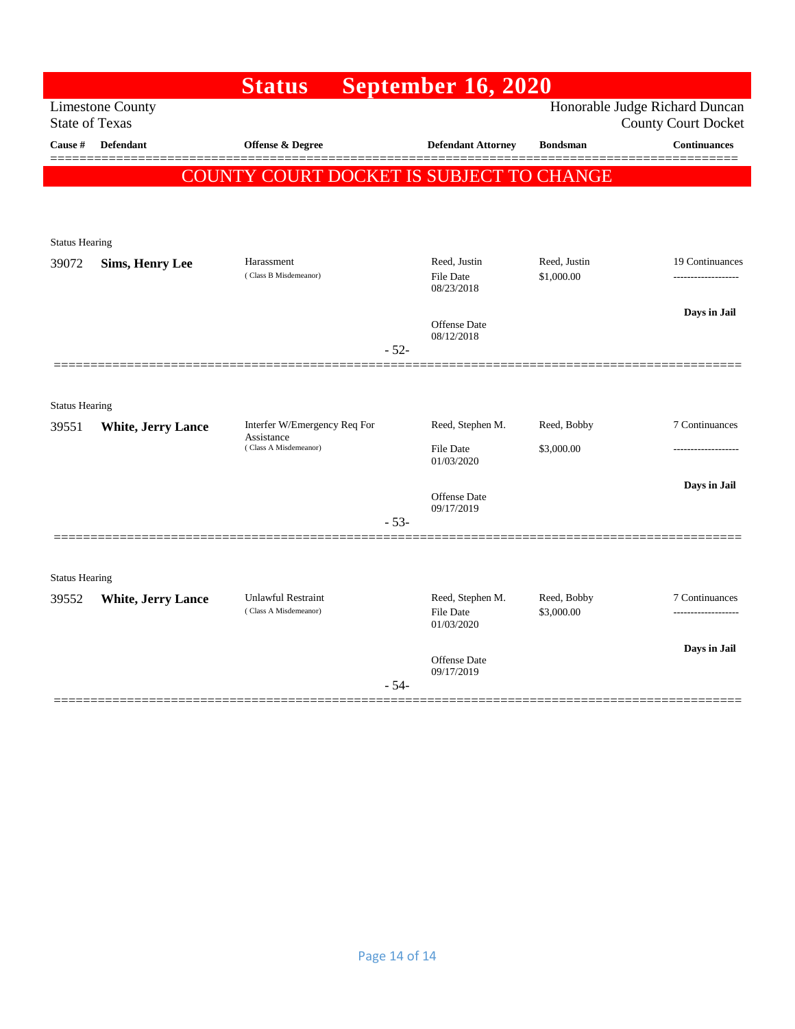# Status September 16, 2020

Limestone County
State of Texas

Honorable Judge Richard Duncan
County Court Docket

| Cause # | Defendant | Offense & Degree | Defendant Attorney | Bondsman | Continuances |
|---|---|---|---|---|---|

COUNTY COURT DOCKET IS SUBJECT TO CHANGE

Status Hearing

| Cause # | Defendant | Offense & Degree | Defendant Attorney | Bondsman | Continuances |
|---|---|---|---|---|---|
| 39072 | **Sims, Henry Lee** | Harassment (Class B Misdemeanor) | Reed, Justin<br>File Date 08/23/2018<br>Offense Date 08/12/2018 | Reed, Justin<br>$1,000.00 | 19 Continuances<br>-------------------<br>**Days in Jail** |

- 52-

Status Hearing

| Cause # | Defendant | Offense & Degree | Defendant Attorney | Bondsman | Continuances |
|---|---|---|---|---|---|
| 39551 | **White, Jerry Lance** | Interfer W/Emergency Req For Assistance (Class A Misdemeanor) | Reed, Stephen M.<br>File Date 01/03/2020<br>Offense Date 09/17/2019 | Reed, Bobby<br>$3,000.00 | 7 Continuances<br>-------------------<br>**Days in Jail** |

- 53-

Status Hearing

| Cause # | Defendant | Offense & Degree | Defendant Attorney | Bondsman | Continuances |
|---|---|---|---|---|---|
| 39552 | **White, Jerry Lance** | Unlawful Restraint (Class A Misdemeanor) | Reed, Stephen M.<br>File Date 01/03/2020<br>Offense Date 09/17/2019 | Reed, Bobby<br>$3,000.00 | 7 Continuances<br>-------------------<br>**Days in Jail** |

- 54-